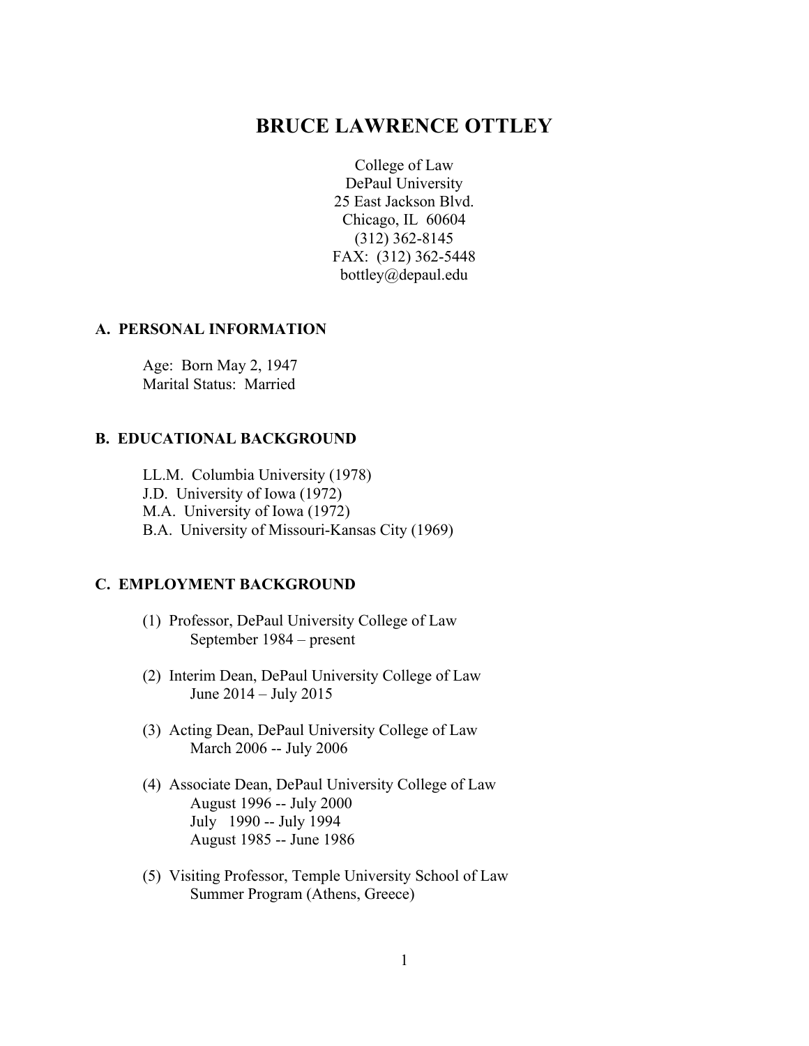# BRUCE LAWRENCE OTTLEY

College of Law
DePaul University
25 East Jackson Blvd.
Chicago, IL 60604
(312) 362-8145
FAX: (312) 362-5448
bottley@depaul.edu

## A. PERSONAL INFORMATION

Age: Born May 2, 1947
Marital Status: Married

## B. EDUCATIONAL BACKGROUND

LL.M. Columbia University (1978)
J.D. University of Iowa (1972)
M.A. University of Iowa (1972)
B.A. University of Missouri-Kansas City (1969)

## C. EMPLOYMENT BACKGROUND

(1) Professor, DePaul University College of Law
September 1984 – present

(2) Interim Dean, DePaul University College of Law
June 2014 – July 2015

(3) Acting Dean, DePaul University College of Law
March 2006 -- July 2006

(4) Associate Dean, DePaul University College of Law
August 1996 -- July 2000
July 1990 -- July 1994
August 1985 -- June 1986

(5) Visiting Professor, Temple University School of Law
Summer Program (Athens, Greece)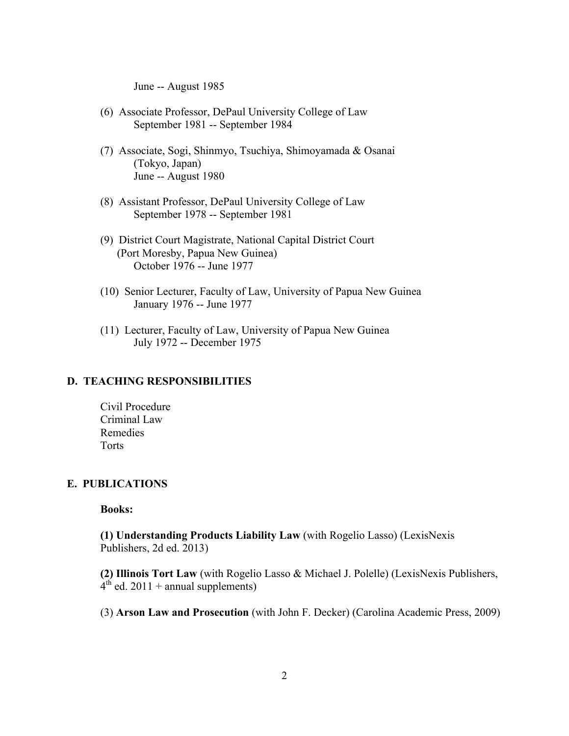June -- August 1985

(6) Associate Professor, DePaul University College of Law
 September 1981 -- September 1984

(7) Associate, Sogi, Shinmyo, Tsuchiya, Shimoyamada & Osanai
 (Tokyo, Japan)
 June -- August 1980

(8) Assistant Professor, DePaul University College of Law
 September 1978 -- September 1981

(9) District Court Magistrate, National Capital District Court
 (Port Moresby, Papua New Guinea)
 October 1976 -- June 1977

(10) Senior Lecturer, Faculty of Law, University of Papua New Guinea
 January 1976 -- June 1977

(11) Lecturer, Faculty of Law, University of Papua New Guinea
 July 1972 -- December 1975

## D. TEACHING RESPONSIBILITIES

Civil Procedure
Criminal Law
Remedies
Torts

## E. PUBLICATIONS

**Books:**

**(1) Understanding Products Liability Law** (with Rogelio Lasso) (LexisNexis Publishers, 2d ed. 2013)

**(2) Illinois Tort Law** (with Rogelio Lasso & Michael J. Polelle) (LexisNexis Publishers, 4th ed. 2011 + annual supplements)

(3) **Arson Law and Prosecution** (with John F. Decker) (Carolina Academic Press, 2009)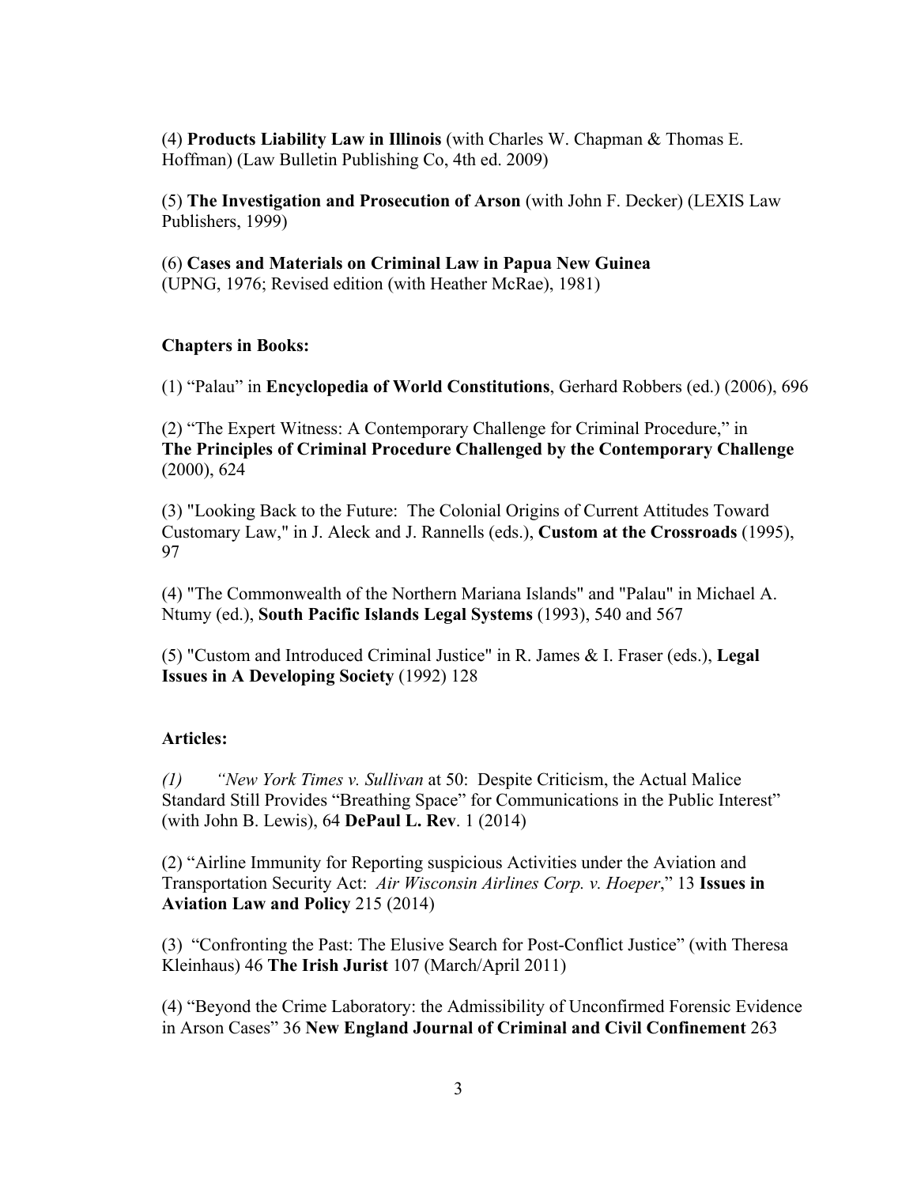(4) **Products Liability Law in Illinois** (with Charles W. Chapman & Thomas E. Hoffman) (Law Bulletin Publishing Co, 4th ed. 2009)

(5) **The Investigation and Prosecution of Arson** (with John F. Decker) (LEXIS Law Publishers, 1999)

(6) **Cases and Materials on Criminal Law in Papua New Guinea**
(UPNG, 1976; Revised edition (with Heather McRae), 1981)

**Chapters in Books:**

(1) "Palau" in **Encyclopedia of World Constitutions**, Gerhard Robbers (ed.) (2006), 696

(2) "The Expert Witness: A Contemporary Challenge for Criminal Procedure," in **The Principles of Criminal Procedure Challenged by the Contemporary Challenge** (2000), 624

(3) "Looking Back to the Future: The Colonial Origins of Current Attitudes Toward Customary Law," in J. Aleck and J. Rannells (eds.), **Custom at the Crossroads** (1995), 97

(4) "The Commonwealth of the Northern Mariana Islands" and "Palau" in Michael A. Ntumy (ed.), **South Pacific Islands Legal Systems** (1993), 540 and 567

(5) "Custom and Introduced Criminal Justice" in R. James & I. Fraser (eds.), **Legal Issues in A Developing Society** (1992) 128

**Articles:**

*(1)* *"New York Times v. Sullivan* at 50: Despite Criticism, the Actual Malice Standard Still Provides "Breathing Space" for Communications in the Public Interest" (with John B. Lewis), 64 **DePaul L. Rev**. 1 (2014)

(2) "Airline Immunity for Reporting suspicious Activities under the Aviation and Transportation Security Act: *Air Wisconsin Airlines Corp. v. Hoeper*," 13 **Issues in Aviation Law and Policy** 215 (2014)

(3) "Confronting the Past: The Elusive Search for Post-Conflict Justice" (with Theresa Kleinhaus) 46 **The Irish Jurist** 107 (March/April 2011)

(4) "Beyond the Crime Laboratory: the Admissibility of Unconfirmed Forensic Evidence in Arson Cases" 36 **New England Journal of Criminal and Civil Confinement** 263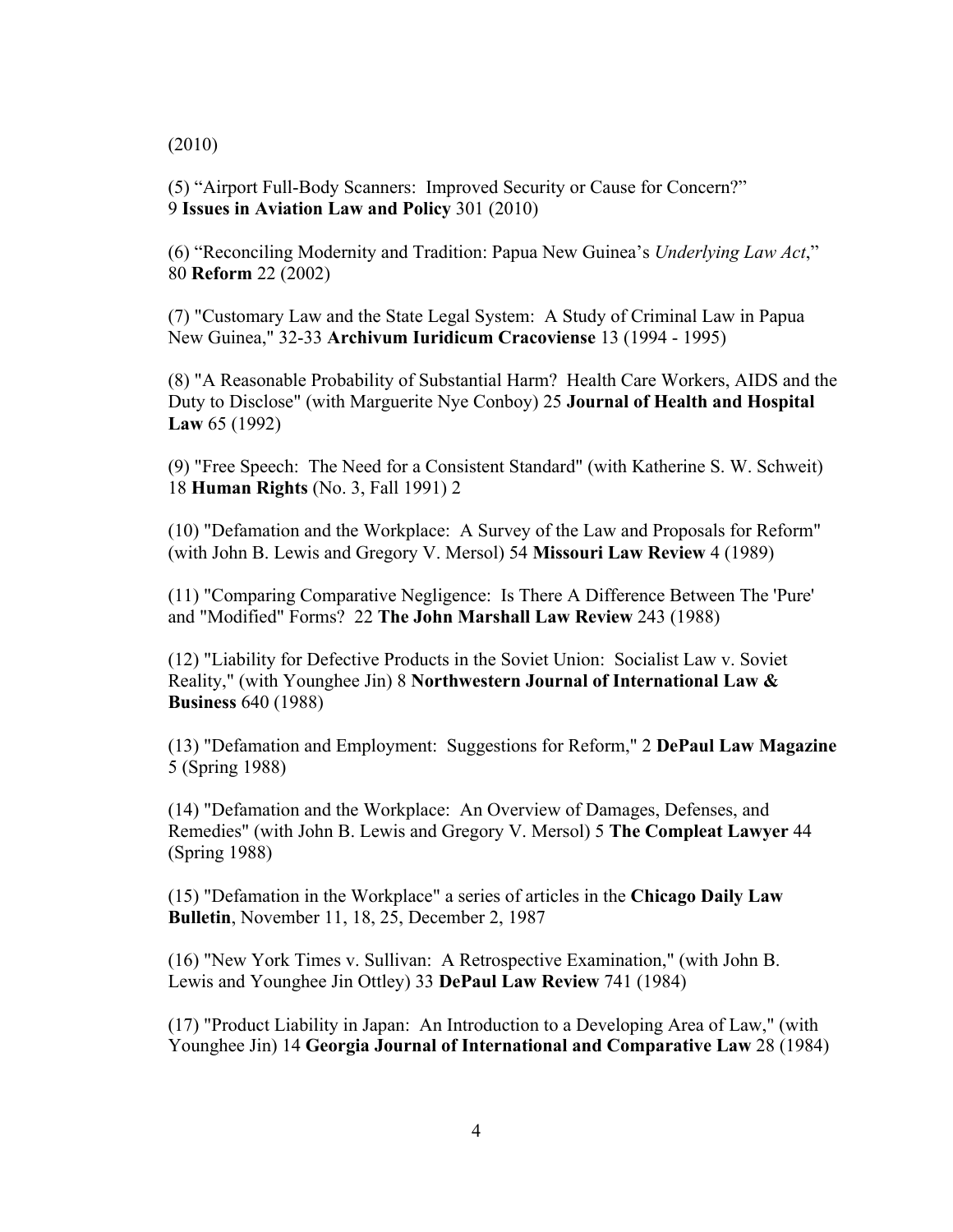(2010)

(5) “Airport Full-Body Scanners: Improved Security or Cause for Concern?” 9 **Issues in Aviation Law and Policy** 301 (2010)

(6) “Reconciling Modernity and Tradition: Papua New Guinea’s *Underlying Law Act*,” 80 **Reform** 22 (2002)

(7) "Customary Law and the State Legal System: A Study of Criminal Law in Papua New Guinea," 32-33 **Archivum Iuridicum Cracoviense** 13 (1994 - 1995)

(8) "A Reasonable Probability of Substantial Harm? Health Care Workers, AIDS and the Duty to Disclose" (with Marguerite Nye Conboy) 25 **Journal of Health and Hospital Law** 65 (1992)

(9) "Free Speech: The Need for a Consistent Standard" (with Katherine S. W. Schweit) 18 **Human Rights** (No. 3, Fall 1991) 2

(10) "Defamation and the Workplace: A Survey of the Law and Proposals for Reform" (with John B. Lewis and Gregory V. Mersol) 54 **Missouri Law Review** 4 (1989)

(11) "Comparing Comparative Negligence: Is There A Difference Between The 'Pure' and "Modified" Forms? 22 **The John Marshall Law Review** 243 (1988)

(12) "Liability for Defective Products in the Soviet Union: Socialist Law v. Soviet Reality," (with Younghee Jin) 8 **Northwestern Journal of International Law & Business** 640 (1988)

(13) "Defamation and Employment: Suggestions for Reform," 2 **DePaul Law Magazine** 5 (Spring 1988)

(14) "Defamation and the Workplace: An Overview of Damages, Defenses, and Remedies" (with John B. Lewis and Gregory V. Mersol) 5 **The Compleat Lawyer** 44 (Spring 1988)

(15) "Defamation in the Workplace" a series of articles in the **Chicago Daily Law Bulletin**, November 11, 18, 25, December 2, 1987

(16) "New York Times v. Sullivan: A Retrospective Examination," (with John B. Lewis and Younghee Jin Ottley) 33 **DePaul Law Review** 741 (1984)

(17) "Product Liability in Japan: An Introduction to a Developing Area of Law," (with Younghee Jin) 14 **Georgia Journal of International and Comparative Law** 28 (1984)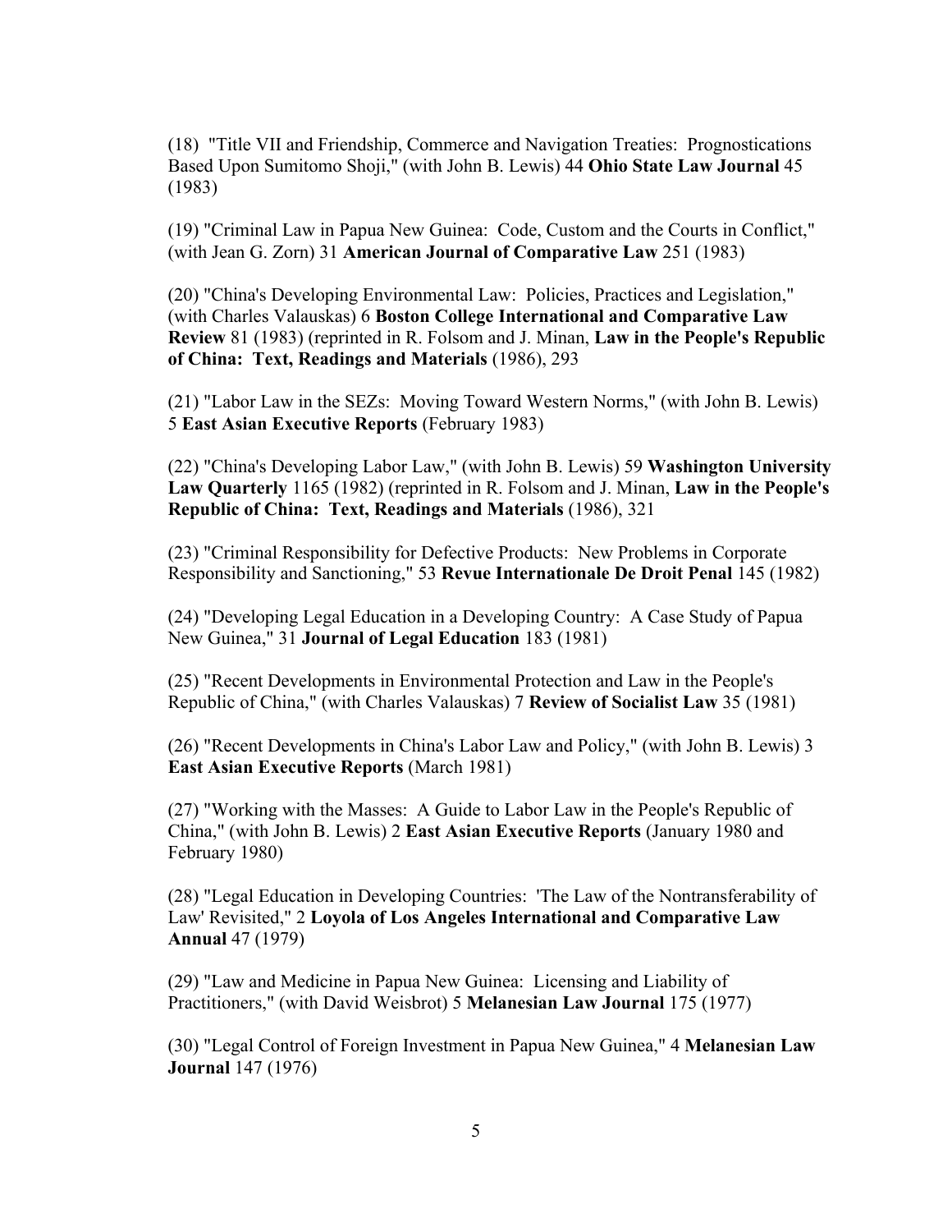(18) "Title VII and Friendship, Commerce and Navigation Treaties: Prognostications Based Upon Sumitomo Shoji," (with John B. Lewis) 44 **Ohio State Law Journal** 45 (1983)

(19) "Criminal Law in Papua New Guinea: Code, Custom and the Courts in Conflict," (with Jean G. Zorn) 31 **American Journal of Comparative Law** 251 (1983)

(20) "China's Developing Environmental Law: Policies, Practices and Legislation," (with Charles Valauskas) 6 **Boston College International and Comparative Law Review** 81 (1983) (reprinted in R. Folsom and J. Minan, **Law in the People's Republic of China: Text, Readings and Materials** (1986), 293

(21) "Labor Law in the SEZs: Moving Toward Western Norms," (with John B. Lewis) 5 **East Asian Executive Reports** (February 1983)

(22) "China's Developing Labor Law," (with John B. Lewis) 59 **Washington University Law Quarterly** 1165 (1982) (reprinted in R. Folsom and J. Minan, **Law in the People's Republic of China: Text, Readings and Materials** (1986), 321

(23) "Criminal Responsibility for Defective Products: New Problems in Corporate Responsibility and Sanctioning," 53 **Revue Internationale De Droit Penal** 145 (1982)

(24) "Developing Legal Education in a Developing Country: A Case Study of Papua New Guinea," 31 **Journal of Legal Education** 183 (1981)

(25) "Recent Developments in Environmental Protection and Law in the People's Republic of China," (with Charles Valauskas) 7 **Review of Socialist Law** 35 (1981)

(26) "Recent Developments in China's Labor Law and Policy," (with John B. Lewis) 3 **East Asian Executive Reports** (March 1981)

(27) "Working with the Masses: A Guide to Labor Law in the People's Republic of China," (with John B. Lewis) 2 **East Asian Executive Reports** (January 1980 and February 1980)

(28) "Legal Education in Developing Countries: 'The Law of the Nontransferability of Law' Revisited," 2 **Loyola of Los Angeles International and Comparative Law Annual** 47 (1979)

(29) "Law and Medicine in Papua New Guinea: Licensing and Liability of Practitioners," (with David Weisbrot) 5 **Melanesian Law Journal** 175 (1977)

(30) "Legal Control of Foreign Investment in Papua New Guinea," 4 **Melanesian Law Journal** 147 (1976)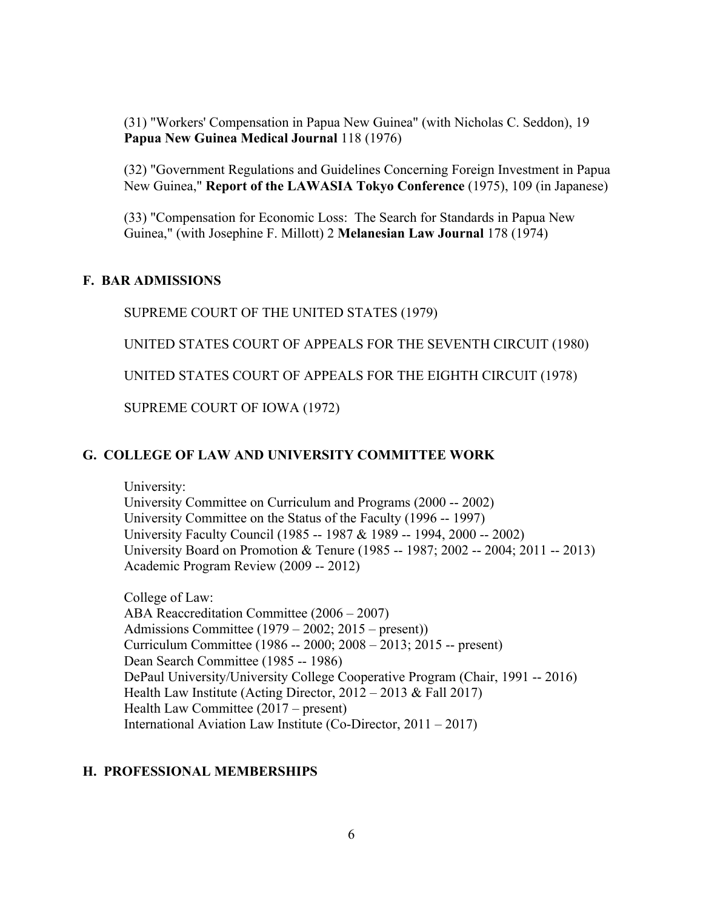(31) "Workers' Compensation in Papua New Guinea" (with Nicholas C. Seddon), 19 **Papua New Guinea Medical Journal** 118 (1976)

(32) "Government Regulations and Guidelines Concerning Foreign Investment in Papua New Guinea," **Report of the LAWASIA Tokyo Conference** (1975), 109 (in Japanese)

(33) "Compensation for Economic Loss: The Search for Standards in Papua New Guinea," (with Josephine F. Millott) 2 **Melanesian Law Journal** 178 (1974)

## F. BAR ADMISSIONS

SUPREME COURT OF THE UNITED STATES (1979)

UNITED STATES COURT OF APPEALS FOR THE SEVENTH CIRCUIT (1980)

UNITED STATES COURT OF APPEALS FOR THE EIGHTH CIRCUIT (1978)

SUPREME COURT OF IOWA (1972)

## G. COLLEGE OF LAW AND UNIVERSITY COMMITTEE WORK

University:
University Committee on Curriculum and Programs (2000 -- 2002)
University Committee on the Status of the Faculty (1996 -- 1997)
University Faculty Council (1985 -- 1987 & 1989 -- 1994, 2000 -- 2002)
University Board on Promotion & Tenure (1985 -- 1987; 2002 -- 2004; 2011 -- 2013)
Academic Program Review (2009 -- 2012)

College of Law:
ABA Reaccreditation Committee (2006 – 2007)
Admissions Committee (1979 – 2002; 2015 – present))
Curriculum Committee (1986 -- 2000; 2008 – 2013; 2015 -- present)
Dean Search Committee (1985 -- 1986)
DePaul University/University College Cooperative Program (Chair, 1991 -- 2016)
Health Law Institute (Acting Director, 2012 – 2013 & Fall 2017)
Health Law Committee (2017 – present)
International Aviation Law Institute (Co-Director, 2011 – 2017)

## H. PROFESSIONAL MEMBERSHIPS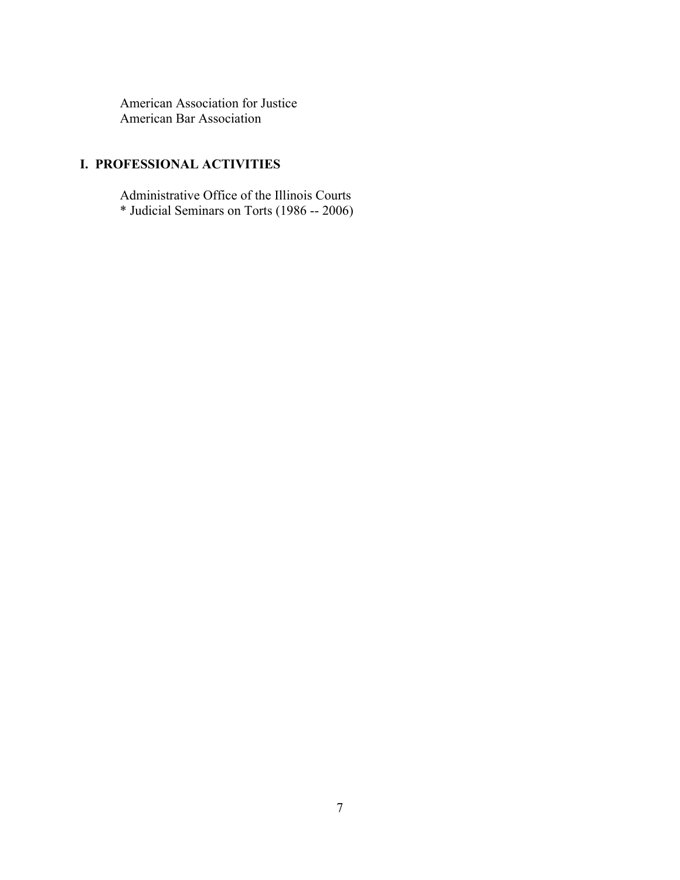American Association for Justice
American Bar Association

## I. PROFESSIONAL ACTIVITIES

Administrative Office of the Illinois Courts
* Judicial Seminars on Torts (1986 -- 2006)